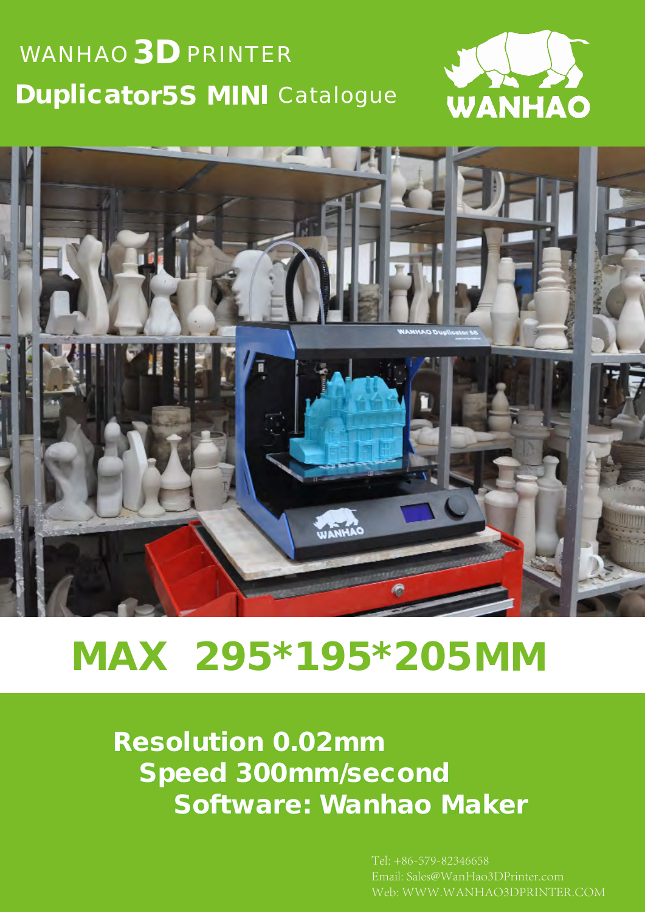# WANHAO 3D PRINTER

## Duplicator5S MINI Catalogue

WANHAO

# MAX 295*195*205MM

**Resolution 0.02mm**

**Speed 300mm/second**

**Software: Wanhao Maker**

Tel: +86-579-82346658
Email: Sales@WanHao3DPrinter.com
Web: WWW.WANHAO3DPRINTER.COM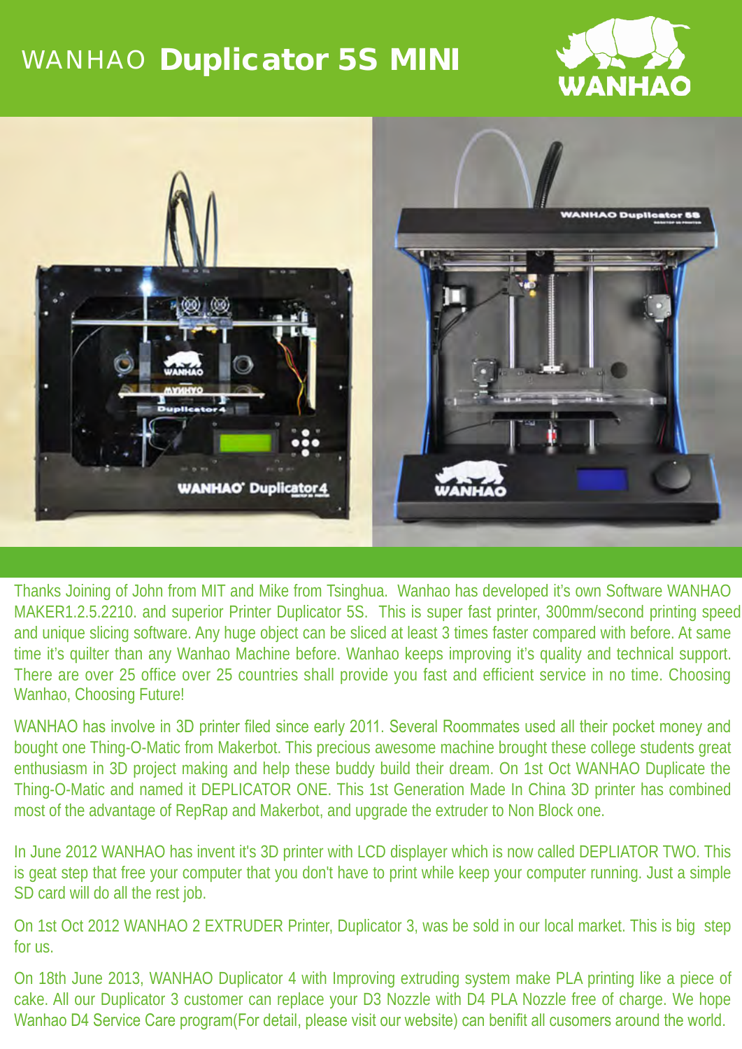# WANHAO **Duplicator 5S MINI**

Thanks Joining of John from MIT and Mike from Tsinghua. Wanhao has developed it's own Software WANHAO MAKER1.2.5.2210. and superior Printer Duplicator 5S. This is super fast printer, 300mm/second printing speed and unique slicing software. Any huge object can be sliced at least 3 times faster compared with before. At same time it's quilter than any Wanhao Machine before. Wanhao keeps improving it's quality and technical support. There are over 25 office over 25 countries shall provide you fast and efficient service in no time. Choosing Wanhao, Choosing Future!

WANHAO has involve in 3D printer filed since early 2011. Several Roommates used all their pocket money and bought one Thing-O-Matic from Makerbot. This precious awesome machine brought these college students great enthusiasm in 3D project making and help these buddy build their dream. On 1st Oct WANHAO Duplicate the Thing-O-Matic and named it DEPLICATOR ONE. This 1st Generation Made In China 3D printer has combined most of the advantage of RepRap and Makerbot, and upgrade the extruder to Non Block one.

In June 2012 WANHAO has invent it's 3D printer with LCD displayer which is now called DEPLIATOR TWO. This is geat step that free your computer that you don't have to print while keep your computer running. Just a simple SD card will do all the rest job.

On 1st Oct 2012 WANHAO 2 EXTRUDER Printer, Duplicator 3, was be sold in our local market. This is big step for us.

On 18th June 2013, WANHAO Duplicator 4 with Improving extruding system make PLA printing like a piece of cake. All our Duplicator 3 customer can replace your D3 Nozzle with D4 PLA Nozzle free of charge. We hope Wanhao D4 Service Care program(For detail, please visit our website) can benifit all cusomers around the world.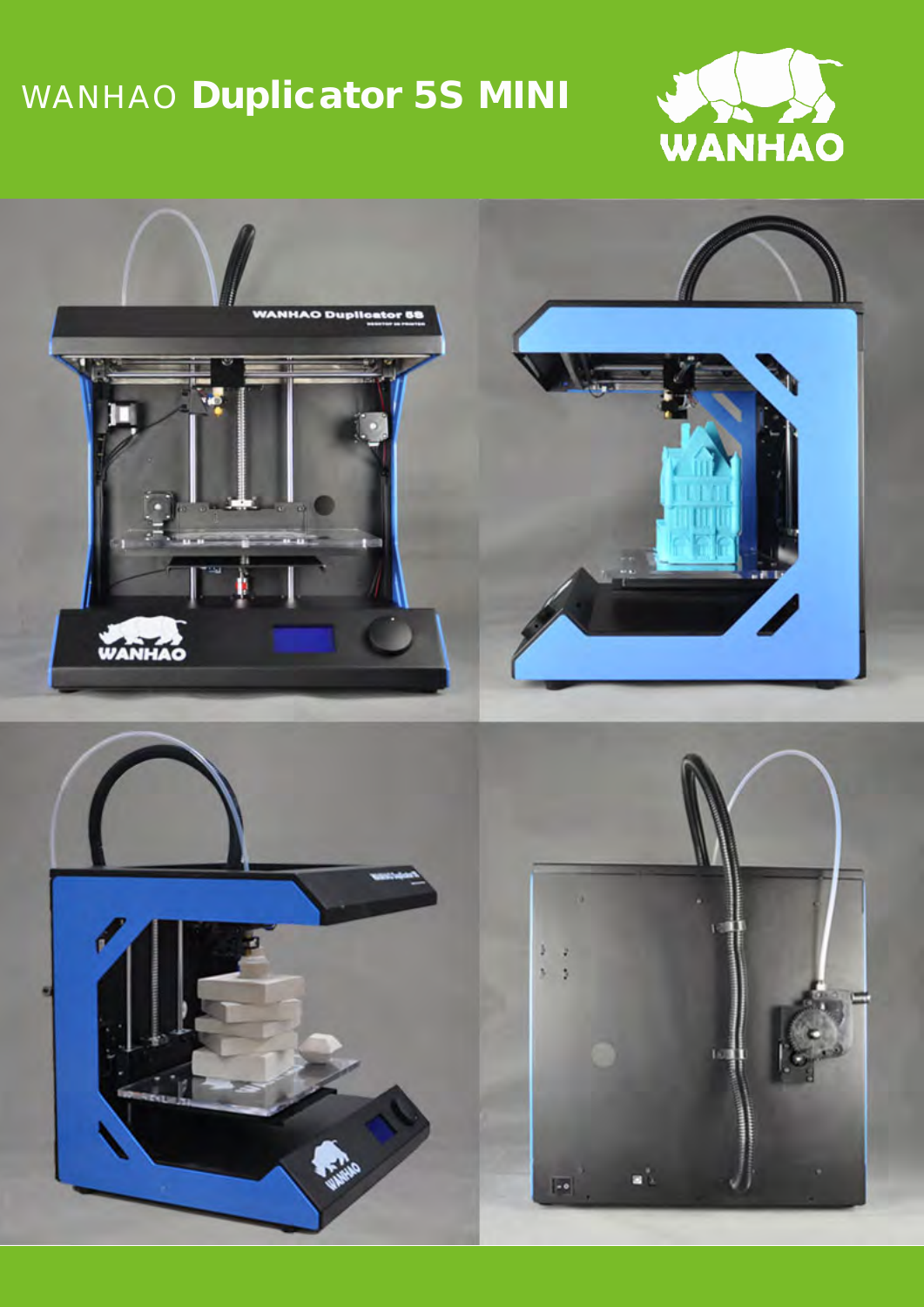# WANHAO **Duplicator 5S MINI**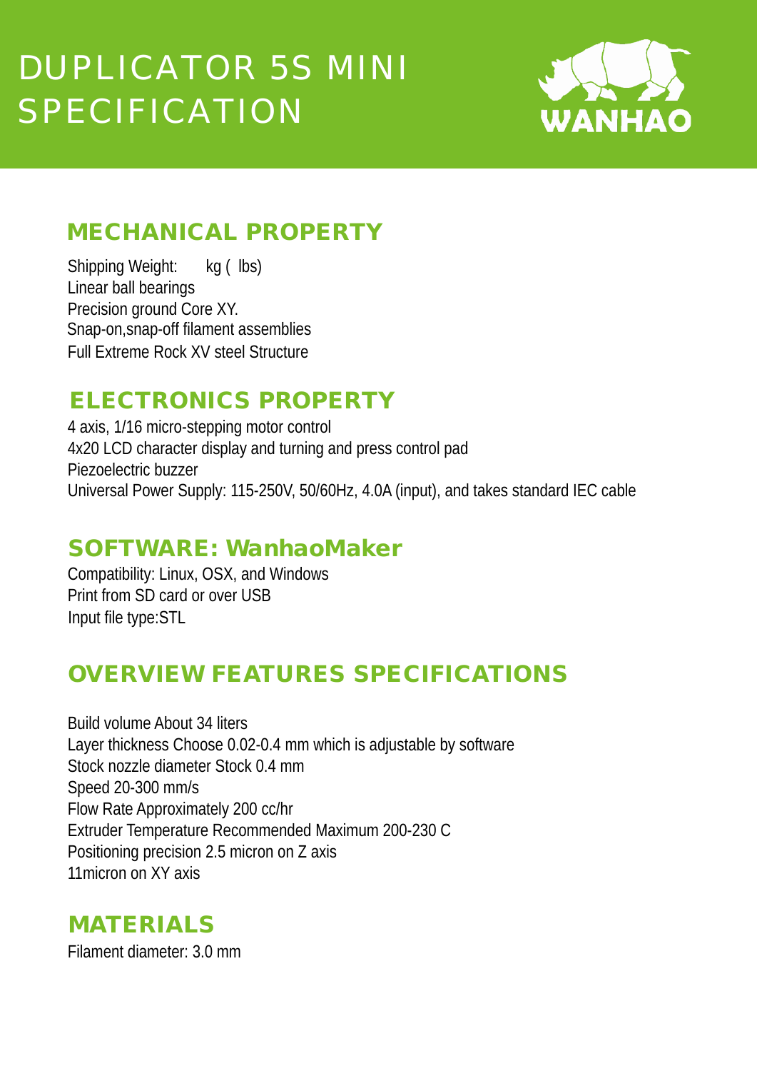# DUPLICATOR 5S MINI SPECIFICATION

WANHAO

## MECHANICAL PROPERTY

Shipping Weight: kg ( lbs)
Linear ball bearings
Precision ground Core XY.
Snap-on,snap-off filament assemblies
Full Extreme Rock XV steel Structure

## ELECTRONICS PROPERTY

4 axis, 1/16 micro-stepping motor control
4x20 LCD character display and turning and press control pad
Piezoelectric buzzer
Universal Power Supply: 115-250V, 50/60Hz, 4.0A (input), and takes standard IEC cable

## SOFTWARE: WanhaoMaker

Compatibility: Linux, OSX, and Windows
Print from SD card or over USB
Input file type:STL

## OVERVIEW FEATURES SPECIFICATIONS

Build volume About 34 liters
Layer thickness Choose 0.02-0.4 mm which is adjustable by software
Stock nozzle diameter Stock 0.4 mm
Speed 20-300 mm/s
Flow Rate Approximately 200 cc/hr
Extruder Temperature Recommended Maximum 200-230 C
Positioning precision 2.5 micron on Z axis
11micron on XY axis

## MATERIALS

Filament diameter: 3.0 mm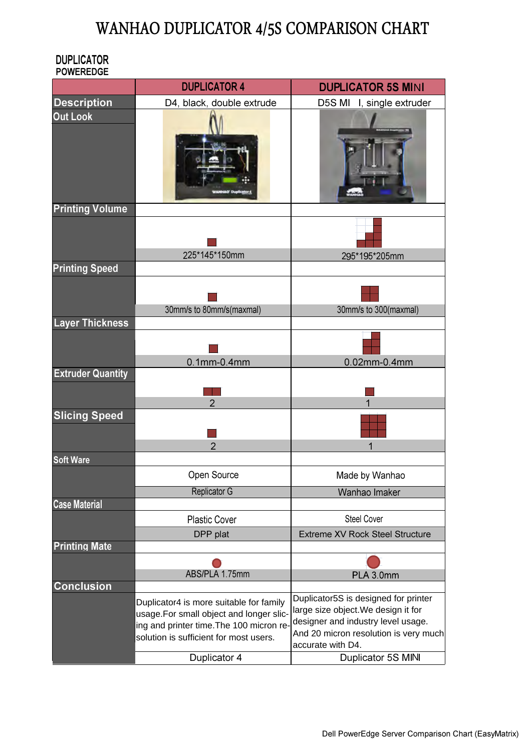# WANHAO DUPLICATOR 4/5S COMPARISON CHART

**DUPLICATOR**
**POWEREDGE**

| | DUPLICATOR 4 | DUPLICATOR 5S MINI |
|---|---|---|
| Description | D4, black, double extrude | D5S MI I, single extruder |
| Out Look | | |
| Printing Volume | 225*145*150mm | 295*195*205mm |
| Printing Speed | 30mm/s to 80mm/s(maxmal) | 30mm/s to 300(maxmal) |
| Layer Thickness | 0.1mm-0.4mm | 0.02mm-0.4mm |
| Extruder Quantity | 2 | 1 |
| Slicing Speed | 2 | 1 |
| Soft Ware | Open Source | Made by Wanhao |
| | Replicator G | Wanhao Imaker |
| Case Material | Plastic Cover | Steel Cover |
| | DPP plat | Extreme XV Rock Steel Structure |
| Printing Mate | ABS/PLA 1.75mm | PLA 3.0mm |
| Conclusion | Duplicator4 is more suitable for family usage.For small object and longer slicing and printer time.The 100 micron resolution is sufficient for most users. | Duplicator5S is designed for printer large size object.We design it for designer and industry level usage. And 20 micron resolution is very much accurate with D4. |
| | Duplicator 4 | Duplicator 5S MINI |

Dell PowerEdge Server Comparison Chart (EasyMatrix)